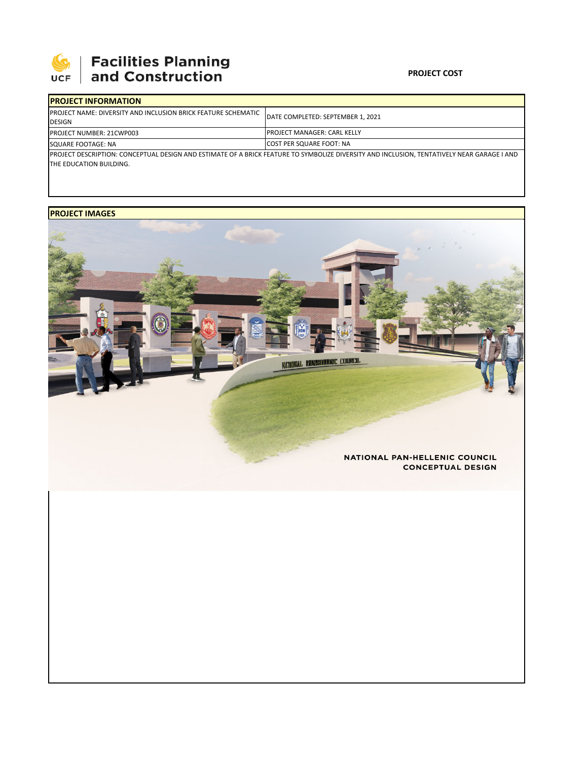# Facilities Planning and Construction

UCF

**PROJECT COST**

| PROJECT INFORMATION | |
|---|---|
| PROJECT NAME: DIVERSITY AND INCLUSION BRICK FEATURE SCHEMATIC DESIGN | DATE COMPLETED: SEPTEMBER 1, 2021 |
| PROJECT NUMBER: 21CWP003 | PROJECT MANAGER: CARL KELLY |
| SQUARE FOOTAGE: NA | COST PER SQUARE FOOT: NA |
| PROJECT DESCRIPTION: CONCEPTUAL DESIGN AND ESTIMATE OF A BRICK FEATURE TO SYMBOLIZE DIVERSITY AND INCLUSION, TENTATIVELY NEAR GARAGE I AND THE EDUCATION BUILDING. | |

**PROJECT IMAGES**

NATIONAL PAN-HELLENIC COUNCIL
CONCEPTUAL DESIGN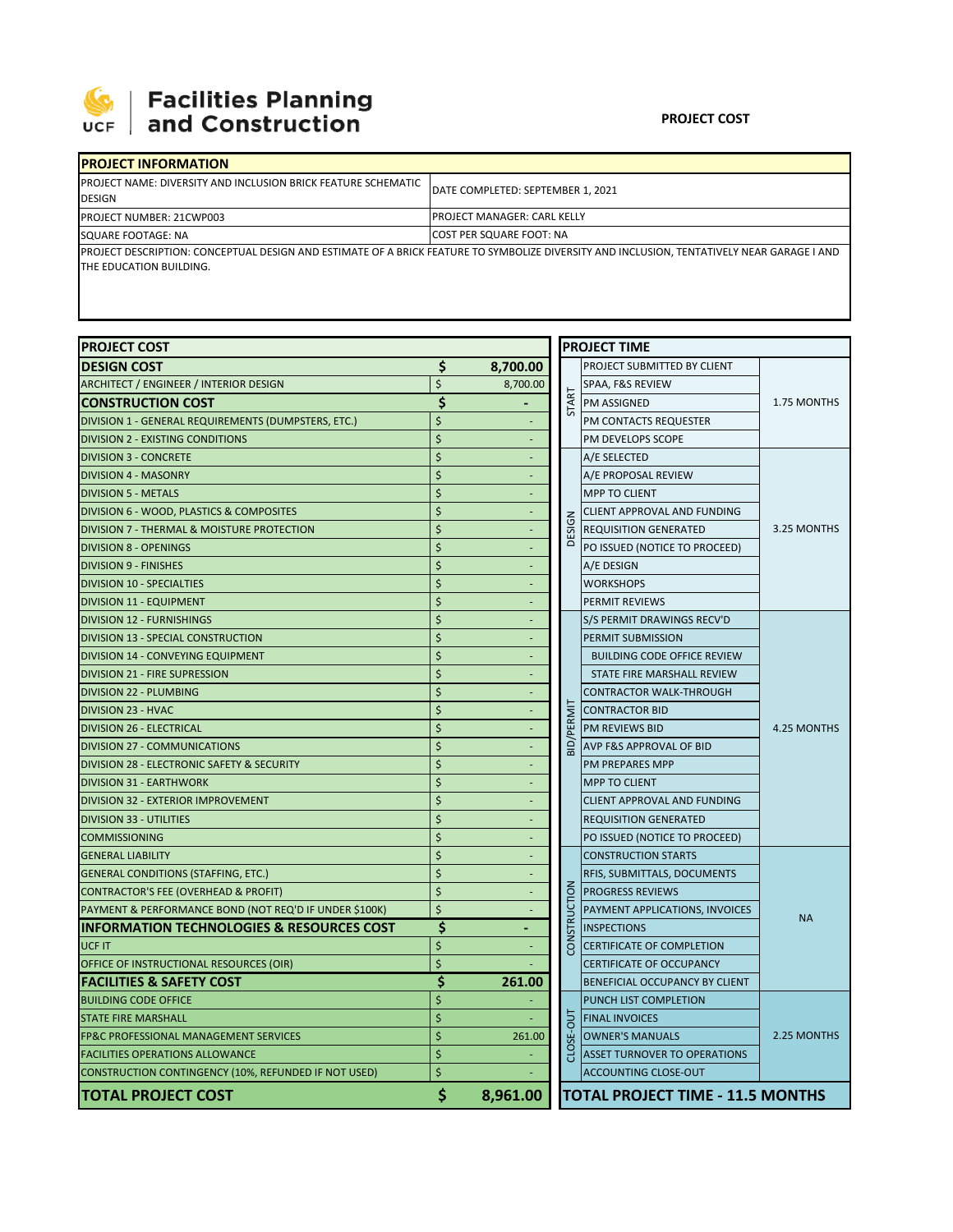Facilities Planning and Construction

**PROJECT COST**

| PROJECT INFORMATION | |
|---|---|
| PROJECT NAME: DIVERSITY AND INCLUSION BRICK FEATURE SCHEMATIC DESIGN | DATE COMPLETED: SEPTEMBER 1, 2021 |
| PROJECT NUMBER: 21CWP003 | PROJECT MANAGER: CARL KELLY |
| SQUARE FOOTAGE: NA | COST PER SQUARE FOOT: NA |
| PROJECT DESCRIPTION: CONCEPTUAL DESIGN AND ESTIMATE OF A BRICK FEATURE TO SYMBOLIZE DIVERSITY AND INCLUSION, TENTATIVELY NEAR GARAGE I AND THE EDUCATION BUILDING. | |

| PROJECT COST | | |
|---|---|---|
| **DESIGN COST** | **$** | **8,700.00** |
| ARCHITECT / ENGINEER / INTERIOR DESIGN | $ | 8,700.00 |
| **CONSTRUCTION COST** | **$** | **-** |
| DIVISION 1 - GENERAL REQUIREMENTS (DUMPSTERS, ETC.) | $ | - |
| DIVISION 2 - EXISTING CONDITIONS | $ | - |
| DIVISION 3 - CONCRETE | $ | - |
| DIVISION 4 - MASONRY | $ | - |
| DIVISION 5 - METALS | $ | - |
| DIVISION 6 - WOOD, PLASTICS & COMPOSITES | $ | - |
| DIVISION 7 - THERMAL & MOISTURE PROTECTION | $ | - |
| DIVISION 8 - OPENINGS | $ | - |
| DIVISION 9 - FINISHES | $ | - |
| DIVISION 10 - SPECIALTIES | $ | - |
| DIVISION 11 - EQUIPMENT | $ | - |
| DIVISION 12 - FURNISHINGS | $ | - |
| DIVISION 13 - SPECIAL CONSTRUCTION | $ | - |
| DIVISION 14 - CONVEYING EQUIPMENT | $ | - |
| DIVISION 21 - FIRE SUPRESSION | $ | - |
| DIVISION 22 - PLUMBING | $ | - |
| DIVISION 23 - HVAC | $ | - |
| DIVISION 26 - ELECTRICAL | $ | - |
| DIVISION 27 - COMMUNICATIONS | $ | - |
| DIVISION 28 - ELECTRONIC SAFETY & SECURITY | $ | - |
| DIVISION 31 - EARTHWORK | $ | - |
| DIVISION 32 - EXTERIOR IMPROVEMENT | $ | - |
| DIVISION 33 - UTILITIES | $ | - |
| COMMISSIONING | $ | - |
| GENERAL LIABILITY | $ | - |
| GENERAL CONDITIONS (STAFFING, ETC.) | $ | - |
| CONTRACTOR'S FEE (OVERHEAD & PROFIT) | $ | - |
| PAYMENT & PERFORMANCE BOND (NOT REQ'D IF UNDER $100K) | $ | - |
| **INFORMATION TECHNOLOGIES & RESOURCES COST** | **$** | **-** |
| UCF IT | $ | - |
| OFFICE OF INSTRUCTIONAL RESOURCES (OIR) | $ | - |
| **FACILITIES & SAFETY COST** | **$** | **261.00** |
| BUILDING CODE OFFICE | $ | - |
| STATE FIRE MARSHALL | $ | - |
| FP&C PROFESSIONAL MANAGEMENT SERVICES | $ | 261.00 |
| FACILITIES OPERATIONS ALLOWANCE | $ | - |
| CONSTRUCTION CONTINGENCY (10%, REFUNDED IF NOT USED) | $ | - |
| **TOTAL PROJECT COST** | **$** | **8,961.00** |

| PROJECT TIME | | |
|---|---|---|
| START | PROJECT SUBMITTED BY CLIENT | 1.75 MONTHS |
| | SPAA, F&S REVIEW | |
| | PM ASSIGNED | |
| | PM CONTACTS REQUESTER | |
| | PM DEVELOPS SCOPE | |
| DESIGN | A/E SELECTED | 3.25 MONTHS |
| | A/E PROPOSAL REVIEW | |
| | MPP TO CLIENT | |
| | CLIENT APPROVAL AND FUNDING | |
| | REQUISITION GENERATED | |
| | PO ISSUED (NOTICE TO PROCEED) | |
| | A/E DESIGN | |
| | WORKSHOPS | |
| | PERMIT REVIEWS | |
| BID/PERMIT | S/S PERMIT DRAWINGS RECV'D | 4.25 MONTHS |
| | PERMIT SUBMISSION | |
| | BUILDING CODE OFFICE REVIEW | |
| | STATE FIRE MARSHALL REVIEW | |
| | CONTRACTOR WALK-THROUGH | |
| | CONTRACTOR BID | |
| | PM REVIEWS BID | |
| | AVP F&S APPROVAL OF BID | |
| | PM PREPARES MPP | |
| | MPP TO CLIENT | |
| | CLIENT APPROVAL AND FUNDING | |
| | REQUISITION GENERATED | |
| | PO ISSUED (NOTICE TO PROCEED) | |
| CONSTRUCTION | CONSTRUCTION STARTS | NA |
| | RFIS, SUBMITTALS, DOCUMENTS | |
| | PROGRESS REVIEWS | |
| | PAYMENT APPLICATIONS, INVOICES | |
| | INSPECTIONS | |
| | CERTIFICATE OF COMPLETION | |
| | CERTIFICATE OF OCCUPANCY | |
| | BENEFICIAL OCCUPANCY BY CLIENT | |
| CLOSE-OUT | PUNCH LIST COMPLETION | 2.25 MONTHS |
| | FINAL INVOICES | |
| | OWNER'S MANUALS | |
| | ASSET TURNOVER TO OPERATIONS | |
| | ACCOUNTING CLOSE-OUT | |
| **TOTAL PROJECT TIME - 11.5 MONTHS** | | |